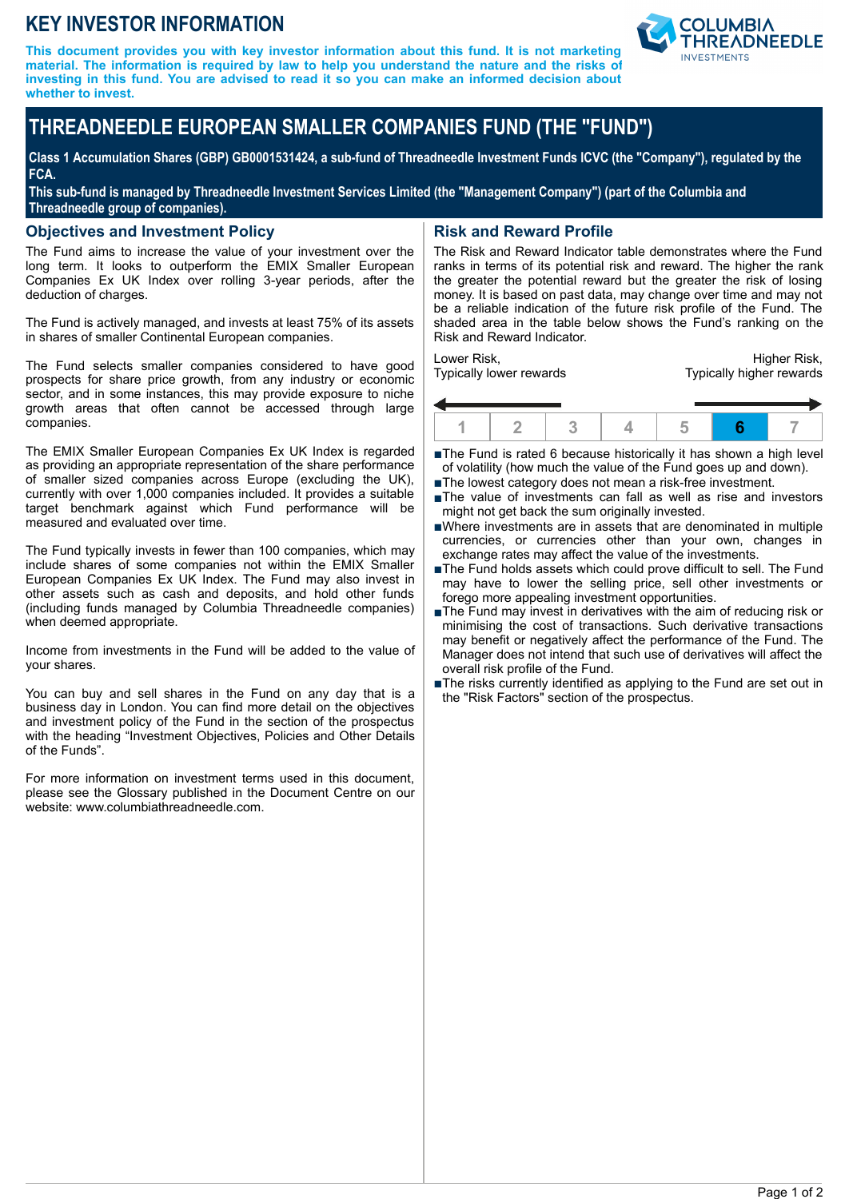# KEY INVESTOR INFORMATION

**This document provides you with key investor information about this fund. It is not marketing material. The information is required by law to help you understand the nature and the risks of investing in this fund. You are advised to read it so you can make an informed decision about whether to invest.**

COLUMBIA THREADNEEDLE INVESTMENTS

## THREADNEEDLE EUROPEAN SMALLER COMPANIES FUND (THE "FUND")

**Class 1 Accumulation Shares (GBP) GB0001531424, a sub-fund of Threadneedle Investment Funds ICVC (the "Company"), regulated by the FCA.**

**This sub-fund is managed by Threadneedle Investment Services Limited (the "Management Company") (part of the Columbia and Threadneedle group of companies).**

### Objectives and Investment Policy

The Fund aims to increase the value of your investment over the long term. It looks to outperform the EMIX Smaller European Companies Ex UK Index over rolling 3-year periods, after the deduction of charges.

The Fund is actively managed, and invests at least 75% of its assets in shares of smaller Continental European companies.

The Fund selects smaller companies considered to have good prospects for share price growth, from any industry or economic sector, and in some instances, this may provide exposure to niche growth areas that often cannot be accessed through large companies.

The EMIX Smaller European Companies Ex UK Index is regarded as providing an appropriate representation of the share performance of smaller sized companies across Europe (excluding the UK), currently with over 1,000 companies included. It provides a suitable target benchmark against which Fund performance will be measured and evaluated over time.

The Fund typically invests in fewer than 100 companies, which may include shares of some companies not within the EMIX Smaller European Companies Ex UK Index. The Fund may also invest in other assets such as cash and deposits, and hold other funds (including funds managed by Columbia Threadneedle companies) when deemed appropriate.

Income from investments in the Fund will be added to the value of your shares.

You can buy and sell shares in the Fund on any day that is a business day in London. You can find more detail on the objectives and investment policy of the Fund in the section of the prospectus with the heading "Investment Objectives, Policies and Other Details of the Funds".

For more information on investment terms used in this document, please see the Glossary published in the Document Centre on our website: www.columbiathreadneedle.com.

### Risk and Reward Profile

The Risk and Reward Indicator table demonstrates where the Fund ranks in terms of its potential risk and reward. The higher the rank the greater the potential reward but the greater the risk of losing money. It is based on past data, may change over time and may not be a reliable indication of the future risk profile of the Fund. The shaded area in the table below shows the Fund's ranking on the Risk and Reward Indicator.

Lower Risk, Typically lower rewards — Higher Risk, Typically higher rewards

| 1 | 2 | 3 | 4 | 5 | **6** | 7 |
|---|---|---|---|---|---|---|

- The Fund is rated 6 because historically it has shown a high level of volatility (how much the value of the Fund goes up and down).
- The lowest category does not mean a risk-free investment.
- The value of investments can fall as well as rise and investors might not get back the sum originally invested.
- Where investments are in assets that are denominated in multiple currencies, or currencies other than your own, changes in exchange rates may affect the value of the investments.
- The Fund holds assets which could prove difficult to sell. The Fund may have to lower the selling price, sell other investments or forego more appealing investment opportunities.
- The Fund may invest in derivatives with the aim of reducing risk or minimising the cost of transactions. Such derivative transactions may benefit or negatively affect the performance of the Fund. The Manager does not intend that such use of derivatives will affect the overall risk profile of the Fund.
- The risks currently identified as applying to the Fund are set out in the "Risk Factors" section of the prospectus.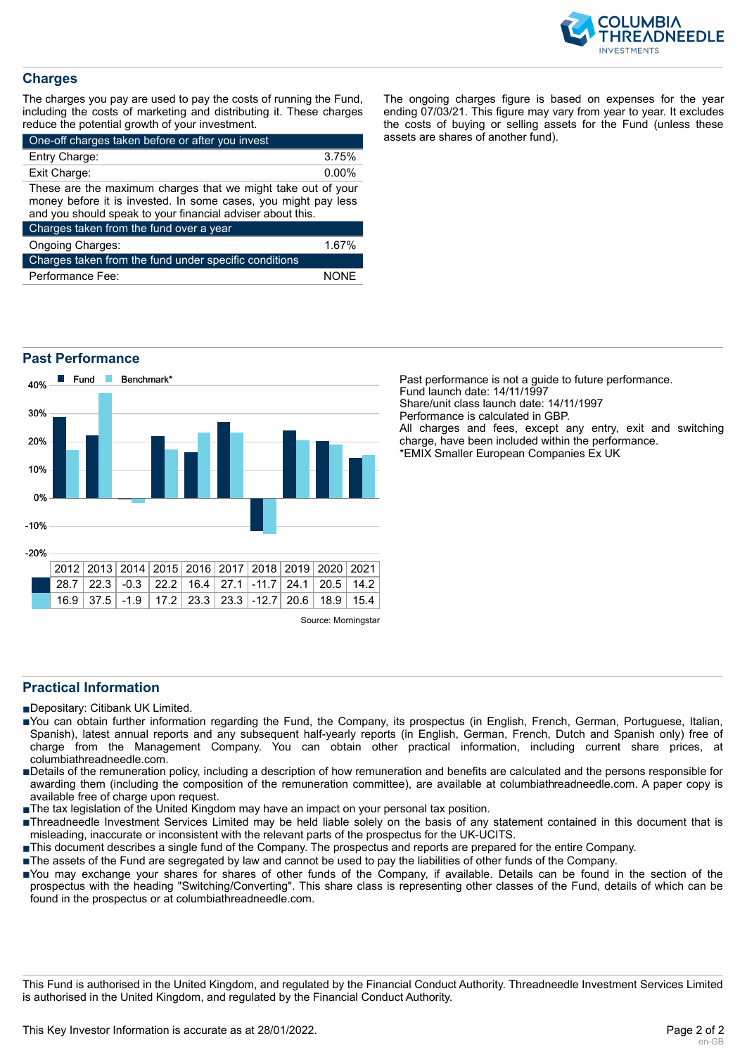## Charges

The charges you pay are used to pay the costs of running the Fund, including the costs of marketing and distributing it. These charges reduce the potential growth of your investment.

| One-off charges taken before or after you invest | |
|---|---|
| Entry Charge: | 3.75% |
| Exit Charge: | 0.00% |
| These are the maximum charges that we might take out of your money before it is invested. In some cases, you might pay less and you should speak to your financial adviser about this. | |
| **Charges taken from the fund over a year** | |
| Ongoing Charges: | 1.67% |
| **Charges taken from the fund under specific conditions** | |
| Performance Fee: | NONE |

The ongoing charges figure is based on expenses for the year ending 07/03/21. This figure may vary from year to year. It excludes the costs of buying or selling assets for the Fund (unless these assets are shares of another fund).

## Past Performance

Fund
Benchmark*

40%
30%
20%
10%
0%
-10%
-20%

| | 2012 | 2013 | 2014 | 2015 | 2016 | 2017 | 2018 | 2019 | 2020 | 2021 |
|---|---|---|---|---|---|---|---|---|---|---|
| Fund | 28.7 | 22.3 | -0.3 | 22.2 | 16.4 | 27.1 | -11.7 | 24.1 | 20.5 | 14.2 |
| Benchmark* | 16.9 | 37.5 | -1.9 | 17.2 | 23.3 | 23.3 | -12.7 | 20.6 | 18.9 | 15.4 |

Source: Morningstar

Past performance is not a guide to future performance.
Fund launch date: 14/11/1997
Share/unit class launch date: 14/11/1997
Performance is calculated in GBP.
All charges and fees, except any entry, exit and switching charge, have been included within the performance.
*EMIX Smaller European Companies Ex UK

## Practical Information

- Depositary: Citibank UK Limited.
- You can obtain further information regarding the Fund, the Company, its prospectus (in English, French, German, Portuguese, Italian, Spanish), latest annual reports and any subsequent half-yearly reports (in English, German, French, Dutch and Spanish only) free of charge from the Management Company. You can obtain other practical information, including current share prices, at columbiathreadneedle.com.
- Details of the remuneration policy, including a description of how remuneration and benefits are calculated and the persons responsible for awarding them (including the composition of the remuneration committee), are available at columbiathreadneedle.com. A paper copy is available free of charge upon request.
- The tax legislation of the United Kingdom may have an impact on your personal tax position.
- Threadneedle Investment Services Limited may be held liable solely on the basis of any statement contained in this document that is misleading, inaccurate or inconsistent with the relevant parts of the prospectus for the UK-UCITS.
- This document describes a single fund of the Company. The prospectus and reports are prepared for the entire Company.
- The assets of the Fund are segregated by law and cannot be used to pay the liabilities of other funds of the Company.
- You may exchange your shares for shares of other funds of the Company, if available. Details can be found in the section of the prospectus with the heading "Switching/Converting". This share class is representing other classes of the Fund, details of which can be found in the prospectus or at columbiathreadneedle.com.

This Fund is authorised in the United Kingdom, and regulated by the Financial Conduct Authority. Threadneedle Investment Services Limited is authorised in the United Kingdom, and regulated by the Financial Conduct Authority.

This Key Investor Information is accurate as at 28/01/2022.